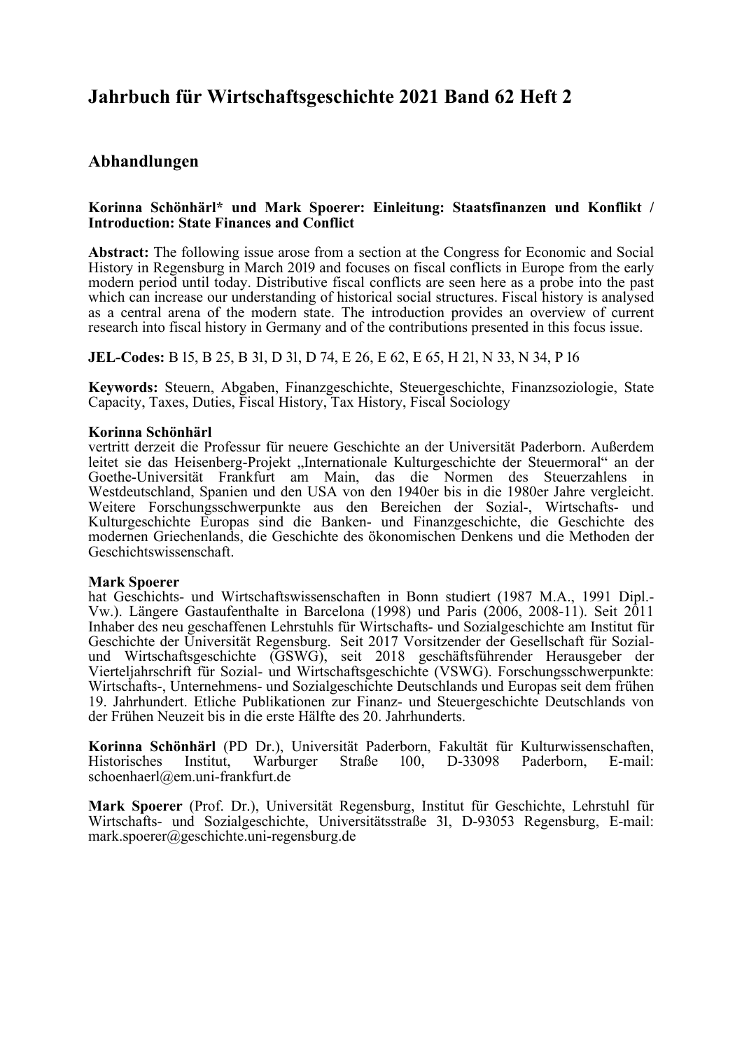# Jahrbuch für Wirtschaftsgeschichte 2021 Band 62 Heft 2

## Abhandlungen

**Korinna Schönhärl* und Mark Spoerer: Einleitung: Staatsfinanzen und Konflikt / Introduction: State Finances and Conflict**

**Abstract:** The following issue arose from a section at the Congress for Economic and Social History in Regensburg in March 2019 and focuses on fiscal conflicts in Europe from the early modern period until today. Distributive fiscal conflicts are seen here as a probe into the past which can increase our understanding of historical social structures. Fiscal history is analysed as a central arena of the modern state. The introduction provides an overview of current research into fiscal history in Germany and of the contributions presented in this focus issue.

**JEL-Codes:** B 15, B 25, B 31, D 31, D 74, E 26, E 62, E 65, H 21, N 33, N 34, P 16

**Keywords:** Steuern, Abgaben, Finanzgeschichte, Steuergeschichte, Finanzsoziologie, State Capacity, Taxes, Duties, Fiscal History, Tax History, Fiscal Sociology

**Korinna Schönhärl**
vertritt derzeit die Professur für neuere Geschichte an der Universität Paderborn. Außerdem leitet sie das Heisenberg-Projekt „Internationale Kulturgeschichte der Steuermoral" an der Goethe-Universität Frankfurt am Main, das die Normen des Steuerzahlens in Westdeutschland, Spanien und den USA von den 1940er bis in die 1980er Jahre vergleicht. Weitere Forschungsschwerpunkte aus den Bereichen der Sozial-, Wirtschafts- und Kulturgeschichte Europas sind die Banken- und Finanzgeschichte, die Geschichte des modernen Griechenlands, die Geschichte des ökonomischen Denkens und die Methoden der Geschichtswissenschaft.

**Mark Spoerer**
hat Geschichts- und Wirtschaftswissenschaften in Bonn studiert (1987 M.A., 1991 Dipl.-Vw.). Längere Gastaufenthalte in Barcelona (1998) und Paris (2006, 2008-11). Seit 2011 Inhaber des neu geschaffenen Lehrstuhls für Wirtschafts- und Sozialgeschichte am Institut für Geschichte der Universität Regensburg. Seit 2017 Vorsitzender der Gesellschaft für Sozial- und Wirtschaftsgeschichte (GSWG), seit 2018 geschäftsführender Herausgeber der Vierteljahrschrift für Sozial- und Wirtschaftsgeschichte (VSWG). Forschungsschwerpunkte: Wirtschafts-, Unternehmens- und Sozialgeschichte Deutschlands und Europas seit dem frühen 19. Jahrhundert. Etliche Publikationen zur Finanz- und Steuergeschichte Deutschlands von der Frühen Neuzeit bis in die erste Hälfte des 20. Jahrhunderts.

**Korinna Schönhärl** (PD Dr.), Universität Paderborn, Fakultät für Kulturwissenschaften, Historisches Institut, Warburger Straße 100, D-33098 Paderborn, E-mail: schoenhaerl@em.uni-frankfurt.de

**Mark Spoerer** (Prof. Dr.), Universität Regensburg, Institut für Geschichte, Lehrstuhl für Wirtschafts- und Sozialgeschichte, Universitätsstraße 31, D-93053 Regensburg, E-mail: mark.spoerer@geschichte.uni-regensburg.de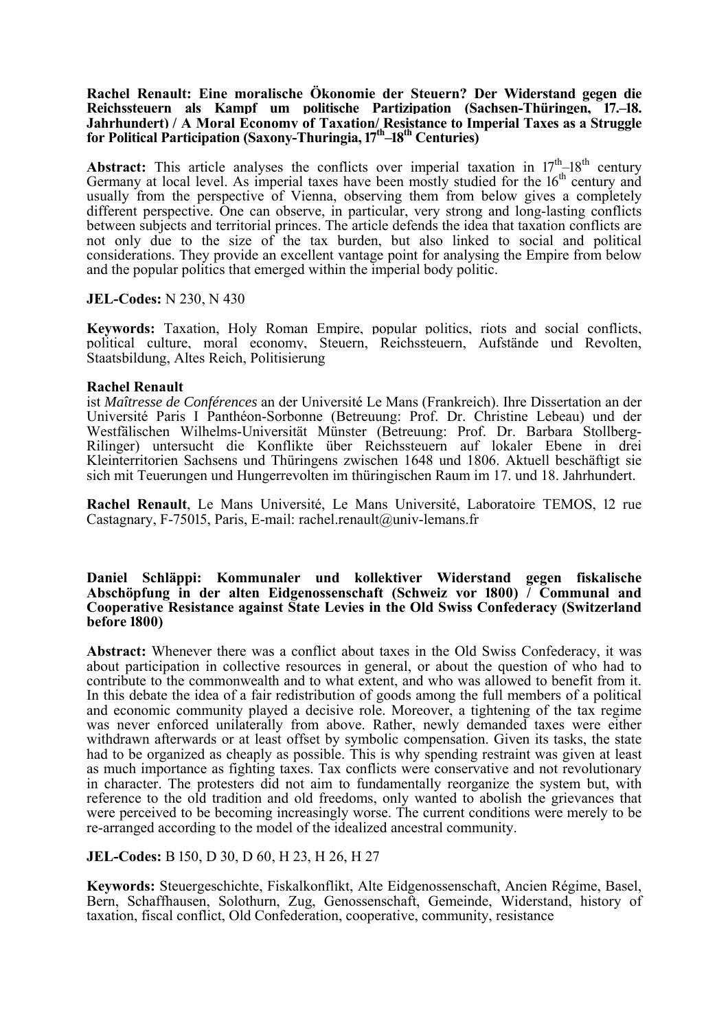**Rachel Renault: Eine moralische Ökonomie der Steuern? Der Widerstand gegen die Reichssteuern als Kampf um politische Partizipation (Sachsen-Thüringen, 17.–18. Jahrhundert) / A Moral Economy of Taxation/ Resistance to Imperial Taxes as a Struggle for Political Participation (Saxony-Thuringia, 17th–18th Centuries)**

**Abstract:** This article analyses the conflicts over imperial taxation in 17th–18th century Germany at local level. As imperial taxes have been mostly studied for the 16th century and usually from the perspective of Vienna, observing them from below gives a completely different perspective. One can observe, in particular, very strong and long-lasting conflicts between subjects and territorial princes. The article defends the idea that taxation conflicts are not only due to the size of the tax burden, but also linked to social and political considerations. They provide an excellent vantage point for analysing the Empire from below and the popular politics that emerged within the imperial body politic.

**JEL-Codes:** N 230, N 430

**Keywords:** Taxation, Holy Roman Empire, popular politics, riots and social conflicts, political culture, moral economy, Steuern, Reichssteuern, Aufstände und Revolten, Staatsbildung, Altes Reich, Politisierung

**Rachel Renault**
ist *Maîtresse de Conférences* an der Université Le Mans (Frankreich). Ihre Dissertation an der Université Paris I Panthéon-Sorbonne (Betreuung: Prof. Dr. Christine Lebeau) und der Westfälischen Wilhelms-Universität Münster (Betreuung: Prof. Dr. Barbara Stollberg-Rilinger) untersucht die Konflikte über Reichssteuern auf lokaler Ebene in drei Kleinterritorien Sachsens und Thüringens zwischen 1648 und 1806. Aktuell beschäftigt sie sich mit Teuerungen und Hungerrevolten im thüringischen Raum im 17. und 18. Jahrhundert.

**Rachel Renault**, Le Mans Université, Le Mans Université, Laboratoire TEMOS, 12 rue Castagnary, F-75015, Paris, E-mail: rachel.renault@univ-lemans.fr

**Daniel Schläppi: Kommunaler und kollektiver Widerstand gegen fiskalische Abschöpfung in der alten Eidgenossenschaft (Schweiz vor 1800) / Communal and Cooperative Resistance against State Levies in the Old Swiss Confederacy (Switzerland before 1800)**

**Abstract:** Whenever there was a conflict about taxes in the Old Swiss Confederacy, it was about participation in collective resources in general, or about the question of who had to contribute to the commonwealth and to what extent, and who was allowed to benefit from it. In this debate the idea of a fair redistribution of goods among the full members of a political and economic community played a decisive role. Moreover, a tightening of the tax regime was never enforced unilaterally from above. Rather, newly demanded taxes were either withdrawn afterwards or at least offset by symbolic compensation. Given its tasks, the state had to be organized as cheaply as possible. This is why spending restraint was given at least as much importance as fighting taxes. Tax conflicts were conservative and not revolutionary in character. The protesters did not aim to fundamentally reorganize the system but, with reference to the old tradition and old freedoms, only wanted to abolish the grievances that were perceived to be becoming increasingly worse. The current conditions were merely to be re-arranged according to the model of the idealized ancestral community.

**JEL-Codes:** B 150, D 30, D 60, H 23, H 26, H 27

**Keywords:** Steuergeschichte, Fiskalkonflikt, Alte Eidgenossenschaft, Ancien Régime, Basel, Bern, Schaffhausen, Solothurn, Zug, Genossenschaft, Gemeinde, Widerstand, history of taxation, fiscal conflict, Old Confederation, cooperative, community, resistance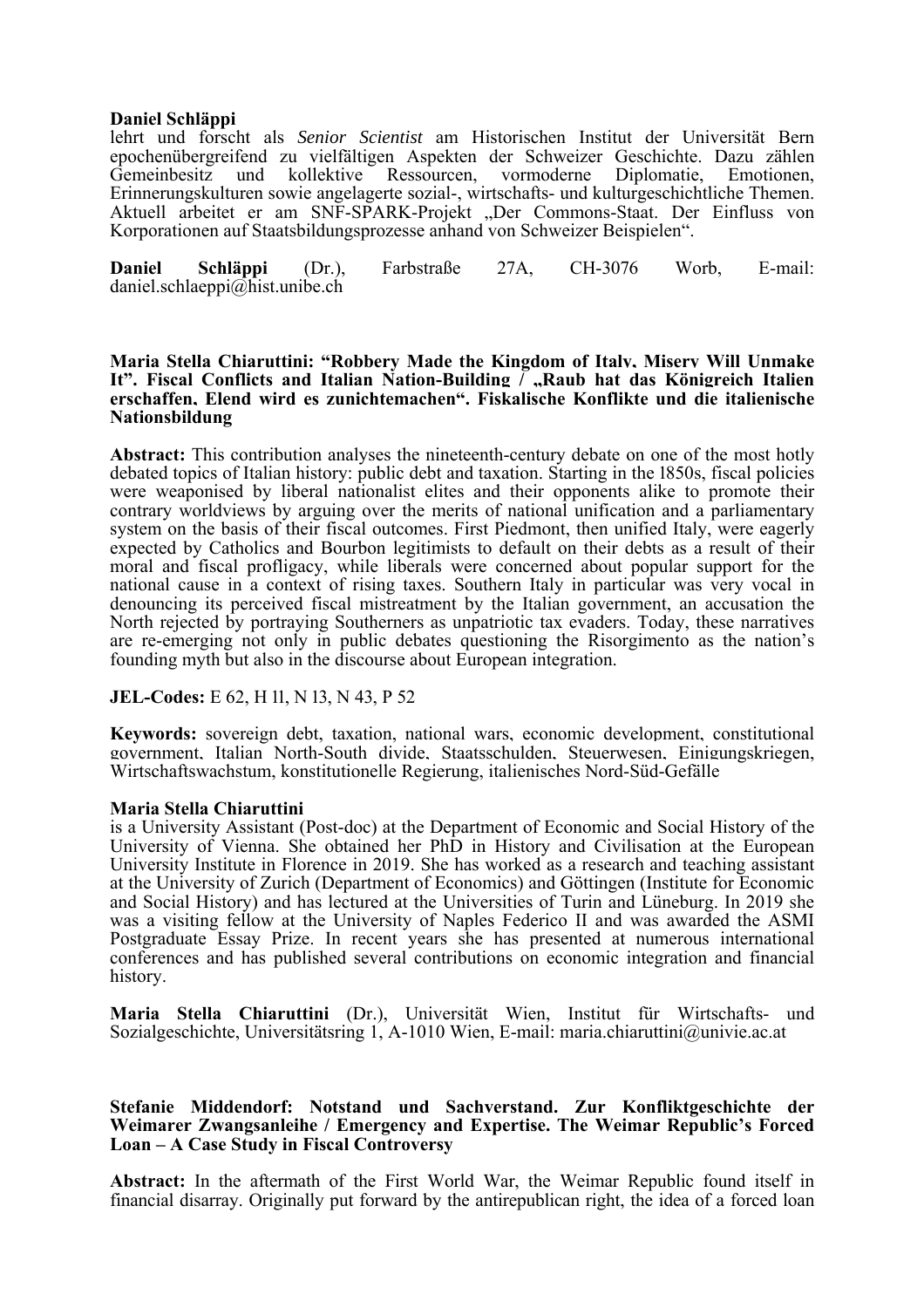**Daniel Schläppi**
lehrt und forscht als *Senior Scientist* am Historischen Institut der Universität Bern epochenübergreifend zu vielfältigen Aspekten der Schweizer Geschichte. Dazu zählen Gemeinbesitz und kollektive Ressourcen, vormoderne Diplomatie, Emotionen, Erinnerungskulturen sowie angelagerte sozial-, wirtschafts- und kulturgeschichtliche Themen. Aktuell arbeitet er am SNF-SPARK-Projekt „Der Commons-Staat. Der Einfluss von Korporationen auf Staatsbildungsprozesse anhand von Schweizer Beispielen".

**Daniel Schläppi** (Dr.), Farbstraße 27A, CH-3076 Worb, E-mail: daniel.schlaeppi@hist.unibe.ch

**Maria Stella Chiaruttini: "Robbery Made the Kingdom of Italy, Misery Will Unmake It". Fiscal Conflicts and Italian Nation-Building / „Raub hat das Königreich Italien erschaffen, Elend wird es zunichtemachen". Fiskalische Konflikte und die italienische Nationsbildung**

**Abstract:** This contribution analyses the nineteenth-century debate on one of the most hotly debated topics of Italian history: public debt and taxation. Starting in the 1850s, fiscal policies were weaponised by liberal nationalist elites and their opponents alike to promote their contrary worldviews by arguing over the merits of national unification and a parliamentary system on the basis of their fiscal outcomes. First Piedmont, then unified Italy, were eagerly expected by Catholics and Bourbon legitimists to default on their debts as a result of their moral and fiscal profligacy, while liberals were concerned about popular support for the national cause in a context of rising taxes. Southern Italy in particular was very vocal in denouncing its perceived fiscal mistreatment by the Italian government, an accusation the North rejected by portraying Southerners as unpatriotic tax evaders. Today, these narratives are re-emerging not only in public debates questioning the Risorgimento as the nation's founding myth but also in the discourse about European integration.

**JEL-Codes:** E 62, H 11, N 13, N 43, P 52

**Keywords:** sovereign debt, taxation, national wars, economic development, constitutional government, Italian North-South divide, Staatsschulden, Steuerwesen, Einigungskriegen, Wirtschaftswachstum, konstitutionelle Regierung, italienisches Nord-Süd-Gefälle

**Maria Stella Chiaruttini**
is a University Assistant (Post-doc) at the Department of Economic and Social History of the University of Vienna. She obtained her PhD in History and Civilisation at the European University Institute in Florence in 2019. She has worked as a research and teaching assistant at the University of Zurich (Department of Economics) and Göttingen (Institute for Economic and Social History) and has lectured at the Universities of Turin and Lüneburg. In 2019 she was a visiting fellow at the University of Naples Federico II and was awarded the ASMI Postgraduate Essay Prize. In recent years she has presented at numerous international conferences and has published several contributions on economic integration and financial history.

**Maria Stella Chiaruttini** (Dr.), Universität Wien, Institut für Wirtschafts- und Sozialgeschichte, Universitätsring 1, A-1010 Wien, E-mail: maria.chiaruttini@univie.ac.at

**Stefanie Middendorf: Notstand und Sachverstand. Zur Konfliktgeschichte der Weimarer Zwangsanleihe / Emergency and Expertise. The Weimar Republic's Forced Loan – A Case Study in Fiscal Controversy**

**Abstract:** In the aftermath of the First World War, the Weimar Republic found itself in financial disarray. Originally put forward by the antirepublican right, the idea of a forced loan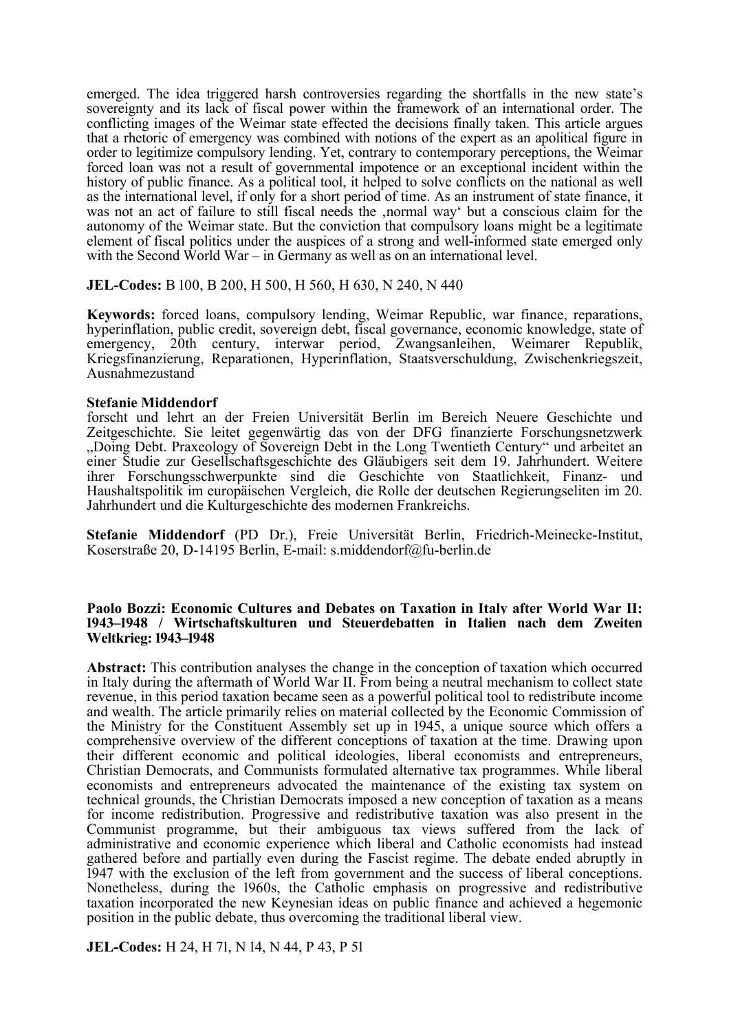emerged. The idea triggered harsh controversies regarding the shortfalls in the new state's sovereignty and its lack of fiscal power within the framework of an international order. The conflicting images of the Weimar state effected the decisions finally taken. This article argues that a rhetoric of emergency was combined with notions of the expert as an apolitical figure in order to legitimize compulsory lending. Yet, contrary to contemporary perceptions, the Weimar forced loan was not a result of governmental impotence or an exceptional incident within the history of public finance. As a political tool, it helped to solve conflicts on the national as well as the international level, if only for a short period of time. As an instrument of state finance, it was not an act of failure to still fiscal needs the ‚normal way' but a conscious claim for the autonomy of the Weimar state. But the conviction that compulsory loans might be a legitimate element of fiscal politics under the auspices of a strong and well-informed state emerged only with the Second World War – in Germany as well as on an international level.

**JEL-Codes:** B 100, B 200, H 500, H 560, H 630, N 240, N 440

**Keywords:** forced loans, compulsory lending, Weimar Republic, war finance, reparations, hyperinflation, public credit, sovereign debt, fiscal governance, economic knowledge, state of emergency, 20th century, interwar period, Zwangsanleihen, Weimarer Republik, Kriegsfinanzierung, Reparationen, Hyperinflation, Staatsverschuldung, Zwischenkriegszeit, Ausnahmezustand

**Stefanie Middendorf**
forscht und lehrt an der Freien Universität Berlin im Bereich Neuere Geschichte und Zeitgeschichte. Sie leitet gegenwärtig das von der DFG finanzierte Forschungsnetzwerk „Doing Debt. Praxeology of Sovereign Debt in the Long Twentieth Century" und arbeitet an einer Studie zur Gesellschaftsgeschichte des Gläubigers seit dem 19. Jahrhundert. Weitere ihrer Forschungsschwerpunkte sind die Geschichte von Staatlichkeit, Finanz- und Haushaltspolitik im europäischen Vergleich, die Rolle der deutschen Regierungseliten im 20. Jahrhundert und die Kulturgeschichte des modernen Frankreichs.

**Stefanie Middendorf** (PD Dr.), Freie Universität Berlin, Friedrich-Meinecke-Institut, Koserstraße 20, D-14195 Berlin, E-mail: s.middendorf@fu-berlin.de

**Paolo Bozzi: Economic Cultures and Debates on Taxation in Italy after World War II: 1943–1948 / Wirtschaftskulturen und Steuerdebatten in Italien nach dem Zweiten Weltkrieg: 1943–1948**

**Abstract:** This contribution analyses the change in the conception of taxation which occurred in Italy during the aftermath of World War II. From being a neutral mechanism to collect state revenue, in this period taxation became seen as a powerful political tool to redistribute income and wealth. The article primarily relies on material collected by the Economic Commission of the Ministry for the Constituent Assembly set up in 1945, a unique source which offers a comprehensive overview of the different conceptions of taxation at the time. Drawing upon their different economic and political ideologies, liberal economists and entrepreneurs, Christian Democrats, and Communists formulated alternative tax programmes. While liberal economists and entrepreneurs advocated the maintenance of the existing tax system on technical grounds, the Christian Democrats imposed a new conception of taxation as a means for income redistribution. Progressive and redistributive taxation was also present in the Communist programme, but their ambiguous tax views suffered from the lack of administrative and economic experience which liberal and Catholic economists had instead gathered before and partially even during the Fascist regime. The debate ended abruptly in 1947 with the exclusion of the left from government and the success of liberal conceptions. Nonetheless, during the 1960s, the Catholic emphasis on progressive and redistributive taxation incorporated the new Keynesian ideas on public finance and achieved a hegemonic position in the public debate, thus overcoming the traditional liberal view.

**JEL-Codes:** H 24, H 71, N 14, N 44, P 43, P 51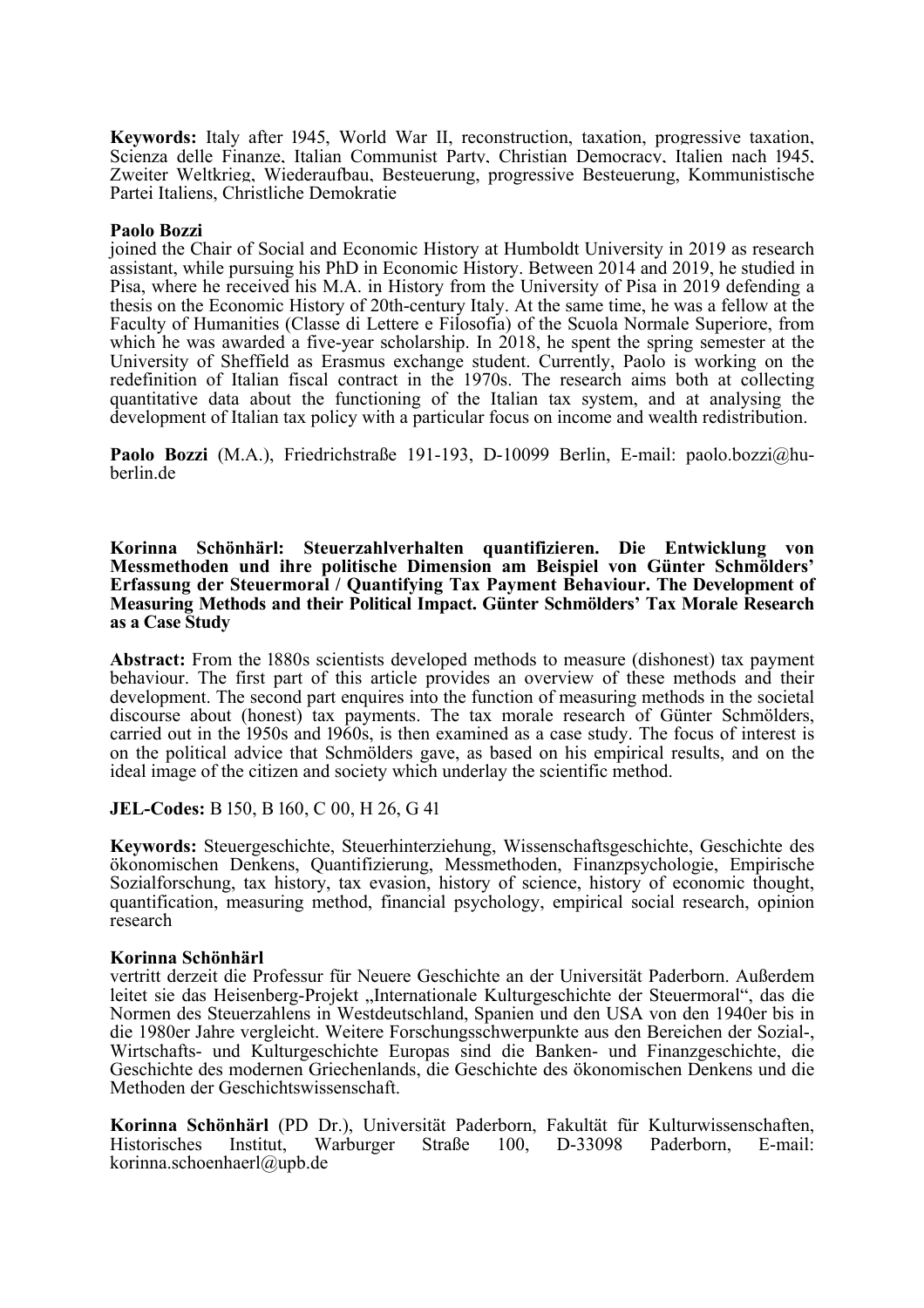**Keywords:** Italy after 1945, World War II, reconstruction, taxation, progressive taxation, Scienza delle Finanze, Italian Communist Party, Christian Democracy, Italien nach 1945, Zweiter Weltkrieg, Wiederaufbau, Besteuerung, progressive Besteuerung, Kommunistische Partei Italiens, Christliche Demokratie

**Paolo Bozzi**
joined the Chair of Social and Economic History at Humboldt University in 2019 as research assistant, while pursuing his PhD in Economic History. Between 2014 and 2019, he studied in Pisa, where he received his M.A. in History from the University of Pisa in 2019 defending a thesis on the Economic History of 20th-century Italy. At the same time, he was a fellow at the Faculty of Humanities (Classe di Lettere e Filosofia) of the Scuola Normale Superiore, from which he was awarded a five-year scholarship. In 2018, he spent the spring semester at the University of Sheffield as Erasmus exchange student. Currently, Paolo is working on the redefinition of Italian fiscal contract in the 1970s. The research aims both at collecting quantitative data about the functioning of the Italian tax system, and at analysing the development of Italian tax policy with a particular focus on income and wealth redistribution.

**Paolo Bozzi** (M.A.), Friedrichstraße 191-193, D-10099 Berlin, E-mail: paolo.bozzi@hu-berlin.de

**Korinna Schönhärl: Steuerzahlverhalten quantifizieren. Die Entwicklung von Messmethoden und ihre politische Dimension am Beispiel von Günter Schmölders' Erfassung der Steuermoral / Quantifying Tax Payment Behaviour. The Development of Measuring Methods and their Political Impact. Günter Schmölders' Tax Morale Research as a Case Study**

**Abstract:** From the 1880s scientists developed methods to measure (dishonest) tax payment behaviour. The first part of this article provides an overview of these methods and their development. The second part enquires into the function of measuring methods in the societal discourse about (honest) tax payments. The tax morale research of Günter Schmölders, carried out in the 1950s and 1960s, is then examined as a case study. The focus of interest is on the political advice that Schmölders gave, as based on his empirical results, and on the ideal image of the citizen and society which underlay the scientific method.

**JEL-Codes:** B 150, B 160, C 00, H 26, G 41

**Keywords:** Steuergeschichte, Steuerhinterziehung, Wissenschaftsgeschichte, Geschichte des ökonomischen Denkens, Quantifizierung, Messmethoden, Finanzpsychologie, Empirische Sozialforschung, tax history, tax evasion, history of science, history of economic thought, quantification, measuring method, financial psychology, empirical social research, opinion research

**Korinna Schönhärl**
vertritt derzeit die Professur für Neuere Geschichte an der Universität Paderborn. Außerdem leitet sie das Heisenberg-Projekt „Internationale Kulturgeschichte der Steuermoral", das die Normen des Steuerzahlens in Westdeutschland, Spanien und den USA von den 1940er bis in die 1980er Jahre vergleicht. Weitere Forschungsschwerpunkte aus den Bereichen der Sozial-, Wirtschafts- und Kulturgeschichte Europas sind die Banken- und Finanzgeschichte, die Geschichte des modernen Griechenlands, die Geschichte des ökonomischen Denkens und die Methoden der Geschichtswissenschaft.

**Korinna Schönhärl** (PD Dr.), Universität Paderborn, Fakultät für Kulturwissenschaften, Historisches Institut, Warburger Straße 100, D-33098 Paderborn, E-mail: korinna.schoenhaerl@upb.de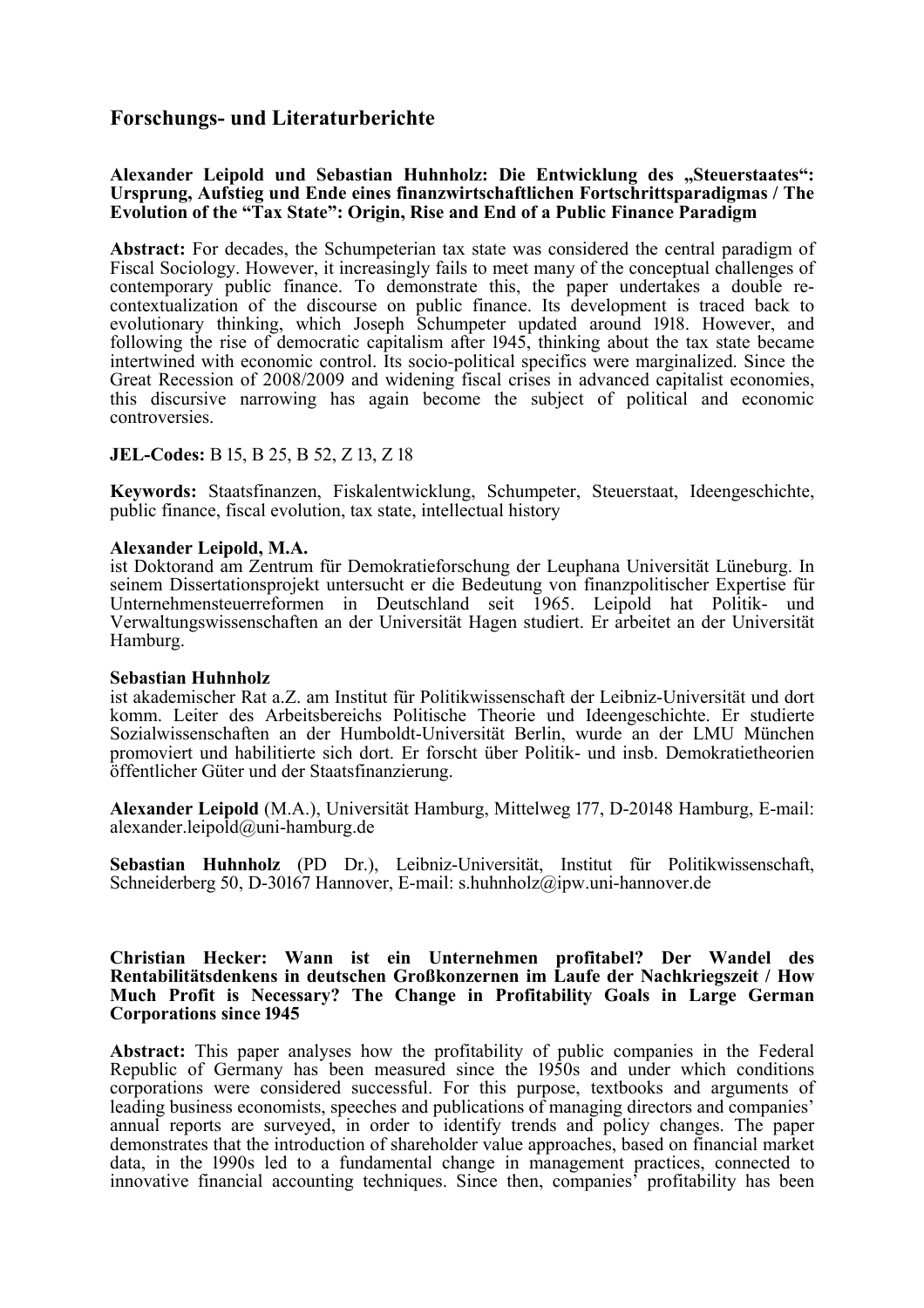## Forschungs- und Literaturberichte

**Alexander Leipold und Sebastian Huhnholz: Die Entwicklung des „Steuerstaates": Ursprung, Aufstieg und Ende eines finanzwirtschaftlichen Fortschrittsparadigmas / The Evolution of the "Tax State": Origin, Rise and End of a Public Finance Paradigm**

**Abstract:** For decades, the Schumpeterian tax state was considered the central paradigm of Fiscal Sociology. However, it increasingly fails to meet many of the conceptual challenges of contemporary public finance. To demonstrate this, the paper undertakes a double re-contextualization of the discourse on public finance. Its development is traced back to evolutionary thinking, which Joseph Schumpeter updated around 1918. However, and following the rise of democratic capitalism after 1945, thinking about the tax state became intertwined with economic control. Its socio-political specifics were marginalized. Since the Great Recession of 2008/2009 and widening fiscal crises in advanced capitalist economies, this discursive narrowing has again become the subject of political and economic controversies.

**JEL-Codes:** B 15, B 25, B 52, Z 13, Z 18

**Keywords:** Staatsfinanzen, Fiskalentwicklung, Schumpeter, Steuerstaat, Ideengeschichte, public finance, fiscal evolution, tax state, intellectual history

**Alexander Leipold, M.A.**
ist Doktorand am Zentrum für Demokratieforschung der Leuphana Universität Lüneburg. In seinem Dissertationsprojekt untersucht er die Bedeutung von finanzpolitischer Expertise für Unternehmensteuerreformen in Deutschland seit 1965. Leipold hat Politik- und Verwaltungswissenschaften an der Universität Hagen studiert. Er arbeitet an der Universität Hamburg.

**Sebastian Huhnholz**
ist akademischer Rat a.Z. am Institut für Politikwissenschaft der Leibniz-Universität und dort komm. Leiter des Arbeitsbereichs Politische Theorie und Ideengeschichte. Er studierte Sozialwissenschaften an der Humboldt-Universität Berlin, wurde an der LMU München promoviert und habilitierte sich dort. Er forscht über Politik- und insb. Demokratietheorien öffentlicher Güter und der Staatsfinanzierung.

**Alexander Leipold** (M.A.), Universität Hamburg, Mittelweg 177, D-20148 Hamburg, E-mail: alexander.leipold@uni-hamburg.de

**Sebastian Huhnholz** (PD Dr.), Leibniz-Universität, Institut für Politikwissenschaft, Schneiderberg 50, D-30167 Hannover, E-mail: s.huhnholz@ipw.uni-hannover.de

**Christian Hecker: Wann ist ein Unternehmen profitabel? Der Wandel des Rentabilitätsdenkens in deutschen Großkonzernen im Laufe der Nachkriegszeit / How Much Profit is Necessary? The Change in Profitability Goals in Large German Corporations since 1945**

**Abstract:** This paper analyses how the profitability of public companies in the Federal Republic of Germany has been measured since the 1950s and under which conditions corporations were considered successful. For this purpose, textbooks and arguments of leading business economists, speeches and publications of managing directors and companies' annual reports are surveyed, in order to identify trends and policy changes. The paper demonstrates that the introduction of shareholder value approaches, based on financial market data, in the 1990s led to a fundamental change in management practices, connected to innovative financial accounting techniques. Since then, companies' profitability has been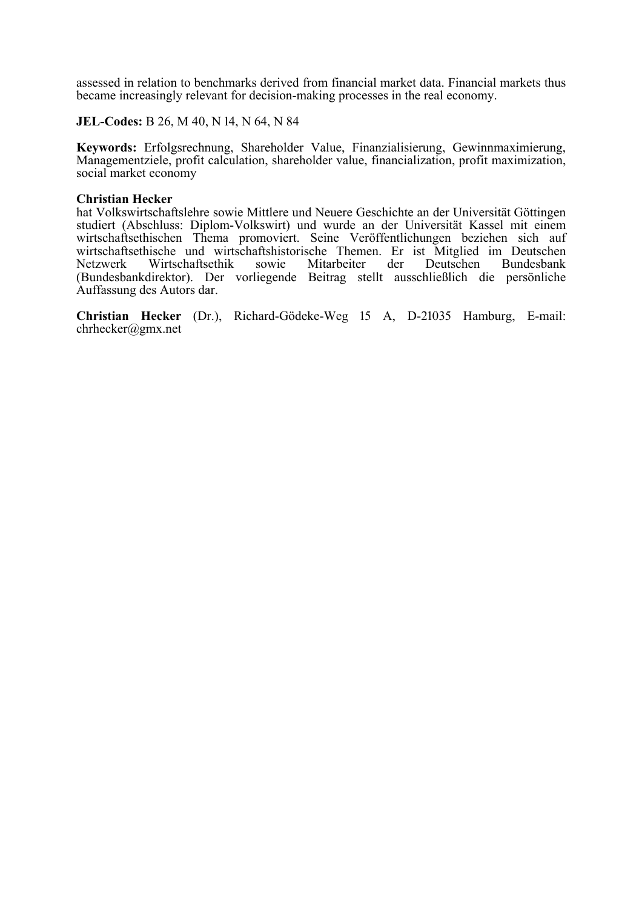assessed in relation to benchmarks derived from financial market data. Financial markets thus became increasingly relevant for decision-making processes in the real economy.

**JEL-Codes:** B 26, M 40, N 14, N 64, N 84

**Keywords:** Erfolgsrechnung, Shareholder Value, Finanzialisierung, Gewinnmaximierung, Managementziele, profit calculation, shareholder value, financialization, profit maximization, social market economy

**Christian Hecker**
hat Volkswirtschaftslehre sowie Mittlere und Neuere Geschichte an der Universität Göttingen studiert (Abschluss: Diplom-Volkswirt) und wurde an der Universität Kassel mit einem wirtschaftsethischen Thema promoviert. Seine Veröffentlichungen beziehen sich auf wirtschaftsethische und wirtschaftshistorische Themen. Er ist Mitglied im Deutschen Netzwerk Wirtschaftsethik sowie Mitarbeiter der Deutschen Bundesbank (Bundesbankdirektor). Der vorliegende Beitrag stellt ausschließlich die persönliche Auffassung des Autors dar.

**Christian Hecker** (Dr.), Richard-Gödeke-Weg 15 A, D-21035 Hamburg, E-mail: chrhecker@gmx.net